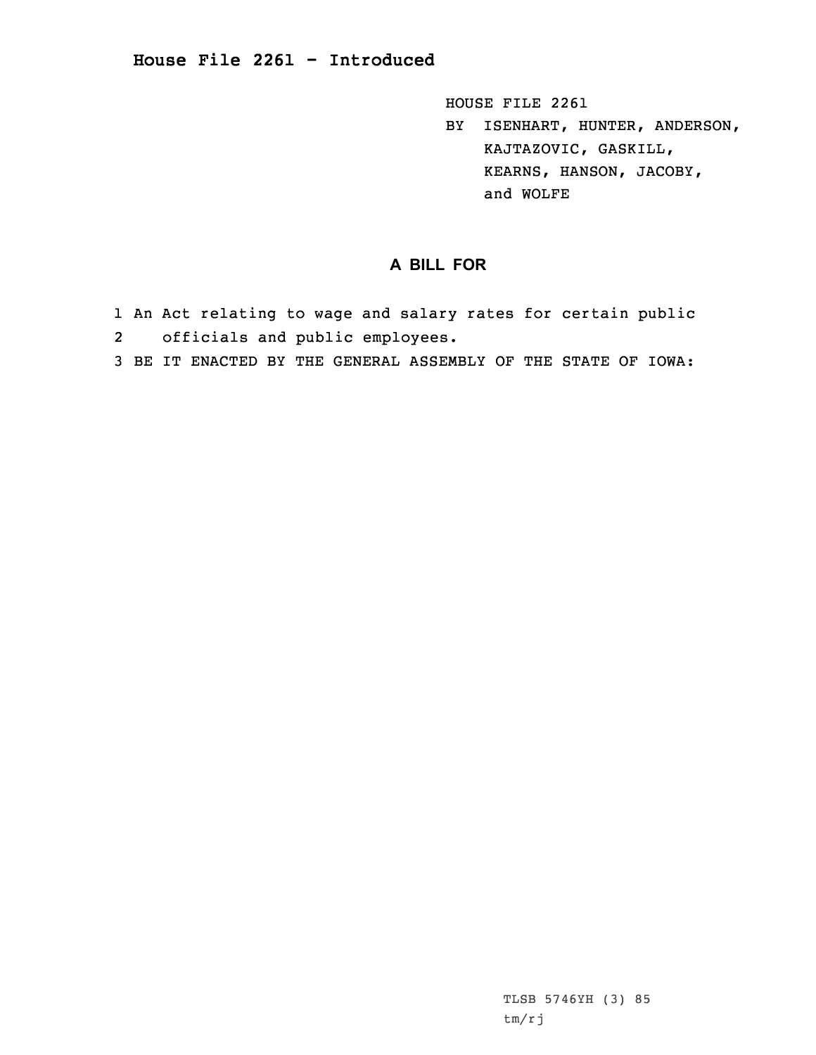**House File 2261 - Introduced**

HOUSE FILE 2261
BY ISENHART, HUNTER, ANDERSON, KAJTAZOVIC, GASKILL, KEARNS, HANSON, JACOBY, and WOLFE

## A BILL FOR

1 An Act relating to wage and salary rates for certain public
2 officials and public employees.
3 BE IT ENACTED BY THE GENERAL ASSEMBLY OF THE STATE OF IOWA:

TLSB 5746YH (3) 85
tm/rj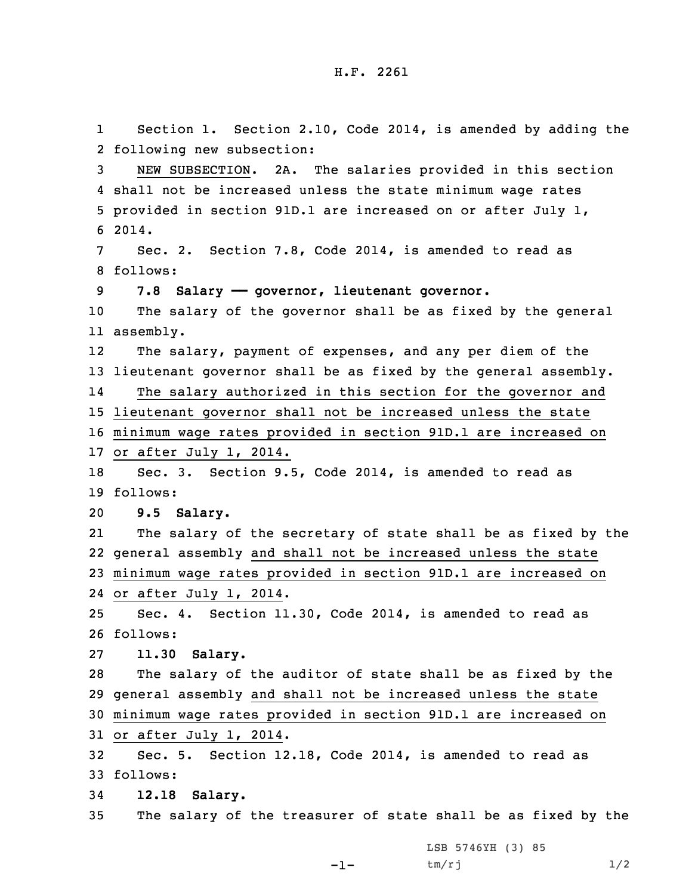H.F. 2261

Section 1. Section 2.10, Code 2014, is amended by adding the following new subsection:

NEW SUBSECTION. 2A. The salaries provided in this section shall not be increased unless the state minimum wage rates provided in section 91D.1 are increased on or after July 1, 2014.

Sec. 2. Section 7.8, Code 2014, is amended to read as follows:

**7.8 Salary —— governor, lieutenant governor.**

The salary of the governor shall be as fixed by the general assembly.

The salary, payment of expenses, and any per diem of the lieutenant governor shall be as fixed by the general assembly.

The salary authorized in this section for the governor and lieutenant governor shall not be increased unless the state minimum wage rates provided in section 91D.1 are increased on or after July 1, 2014.

Sec. 3. Section 9.5, Code 2014, is amended to read as follows:

**9.5 Salary.**

The salary of the secretary of state shall be as fixed by the general assembly and shall not be increased unless the state minimum wage rates provided in section 91D.1 are increased on or after July 1, 2014.

Sec. 4. Section 11.30, Code 2014, is amended to read as follows:

**11.30 Salary.**

The salary of the auditor of state shall be as fixed by the general assembly and shall not be increased unless the state minimum wage rates provided in section 91D.1 are increased on or after July 1, 2014.

Sec. 5. Section 12.18, Code 2014, is amended to read as follows:

**12.18 Salary.**

The salary of the treasurer of state shall be as fixed by the

LSB 5746YH (3) 85

tm/rj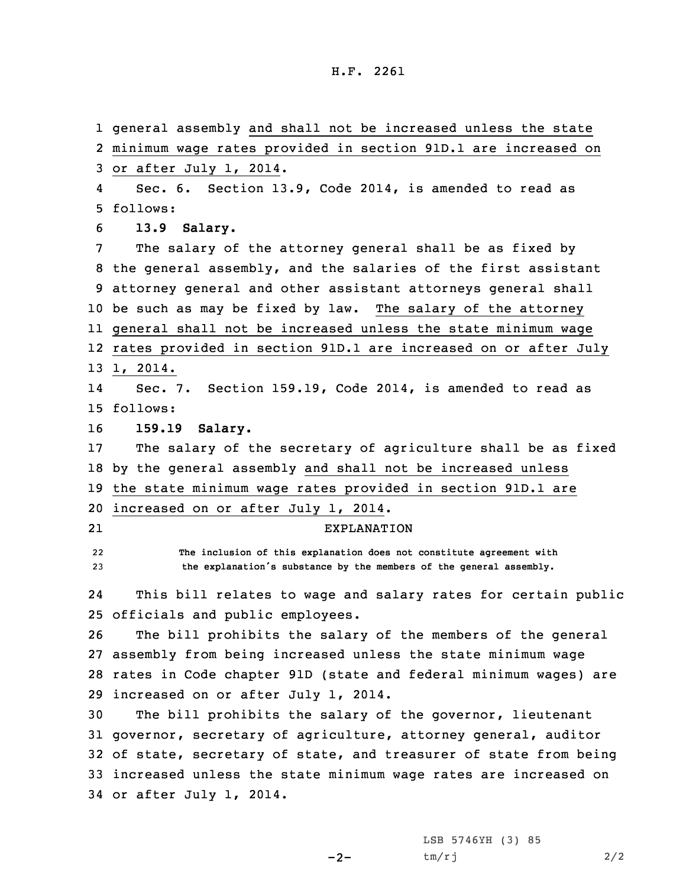general assembly and shall not be increased unless the state minimum wage rates provided in section 91D.1 are increased on or after July 1, 2014.

Sec. 6. Section 13.9, Code 2014, is amended to read as follows:

**13.9 Salary.**

The salary of the attorney general shall be as fixed by the general assembly, and the salaries of the first assistant attorney general and other assistant attorneys general shall be such as may be fixed by law. The salary of the attorney general shall not be increased unless the state minimum wage rates provided in section 91D.1 are increased on or after July 1, 2014.

Sec. 7. Section 159.19, Code 2014, is amended to read as follows:

**159.19 Salary.**

The salary of the secretary of agriculture shall be as fixed by the general assembly and shall not be increased unless the state minimum wage rates provided in section 91D.1 are increased on or after July 1, 2014.

EXPLANATION

The inclusion of this explanation does not constitute agreement with the explanation's substance by the members of the general assembly.

This bill relates to wage and salary rates for certain public officials and public employees.

The bill prohibits the salary of the members of the general assembly from being increased unless the state minimum wage rates in Code chapter 91D (state and federal minimum wages) are increased on or after July 1, 2014.

The bill prohibits the salary of the governor, lieutenant governor, secretary of agriculture, attorney general, auditor of state, secretary of state, and treasurer of state from being increased unless the state minimum wage rates are increased on or after July 1, 2014.

LSB 5746YH (3) 85
tm/rj